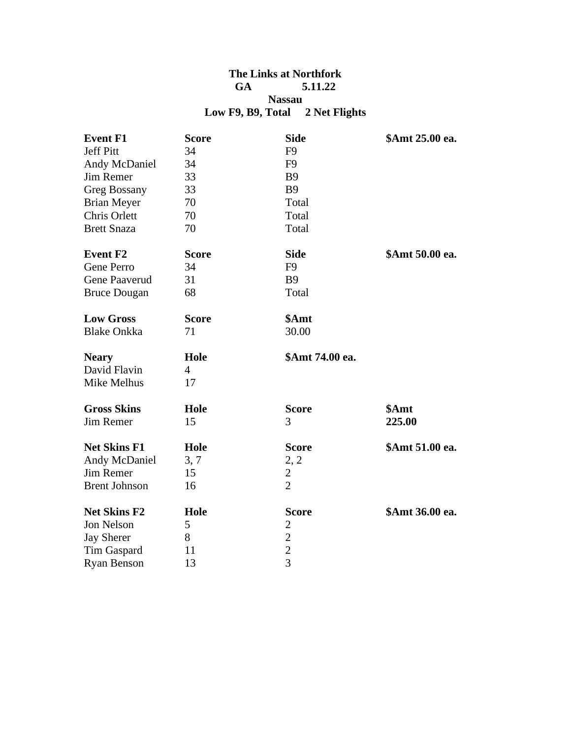**The Links at Northfork**
**GA 5.11.22**
**Nassau**
**Low F9, B9, Total 2 Net Flights**

| Event F1 | Score | Side | $Amt 25.00 ea. |
|---|---|---|---|
| Jeff Pitt | 34 | F9 | |
| Andy McDaniel | 34 | F9 | |
| Jim Remer | 33 | B9 | |
| Greg Bossany | 33 | B9 | |
| Brian Meyer | 70 | Total | |
| Chris Orlett | 70 | Total | |
| Brett Snaza | 70 | Total | |

| Event F2 | Score | Side | $Amt 50.00 ea. |
|---|---|---|---|
| Gene Perro | 34 | F9 | |
| Gene Paaverud | 31 | B9 | |
| Bruce Dougan | 68 | Total | |

| Low Gross | Score | $Amt |
|---|---|---|
| Blake Onkka | 71 | 30.00 |

| Neary | Hole | $Amt 74.00 ea. |
|---|---|---|
| David Flavin | 4 | |
| Mike Melhus | 17 | |

| Gross Skins | Hole | Score | $Amt |
|---|---|---|---|
| Jim Remer | 15 | 3 | **225.00** |

| Net Skins F1 | Hole | Score | $Amt 51.00 ea. |
|---|---|---|---|
| Andy McDaniel | 3, 7 | 2, 2 | |
| Jim Remer | 15 | 2 | |
| Brent Johnson | 16 | 2 | |

| Net Skins F2 | Hole | Score | $Amt 36.00 ea. |
|---|---|---|---|
| Jon Nelson | 5 | 2 | |
| Jay Sherer | 8 | 2 | |
| Tim Gaspard | 11 | 2 | |
| Ryan Benson | 13 | 3 | |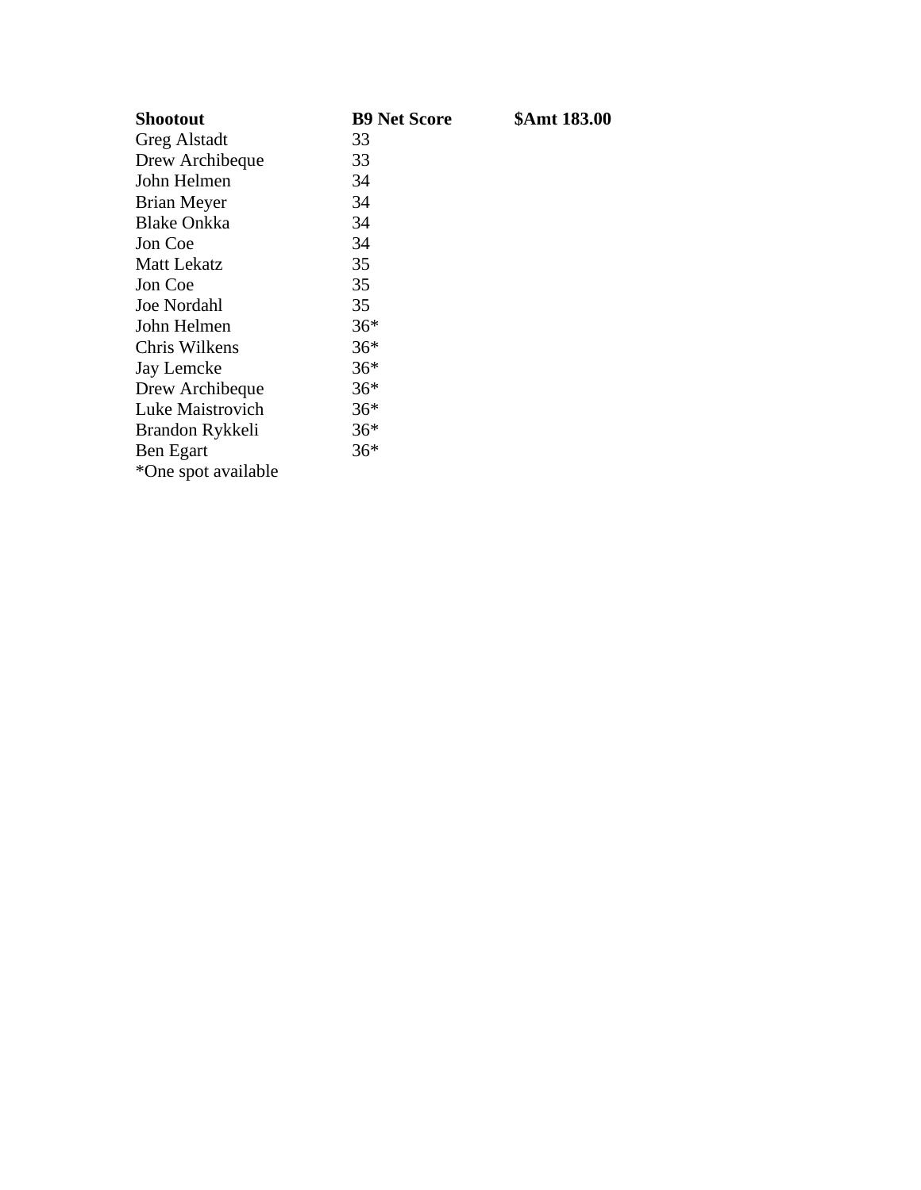| **Shootout** | **B9 Net Score** | **$Amt 183.00** |
| --- | --- | --- |
| Greg Alstadt | 33 | |
| Drew Archibeque | 33 | |
| John Helmen | 34 | |
| Brian Meyer | 34 | |
| Blake Onkka | 34 | |
| Jon Coe | 34 | |
| Matt Lekatz | 35 | |
| Jon Coe | 35 | |
| Joe Nordahl | 35 | |
| John Helmen | 36* | |
| Chris Wilkens | 36* | |
| Jay Lemcke | 36* | |
| Drew Archibeque | 36* | |
| Luke Maistrovich | 36* | |
| Brandon Rykkeli | 36* | |
| Ben Egart | 36* | |

*One spot available